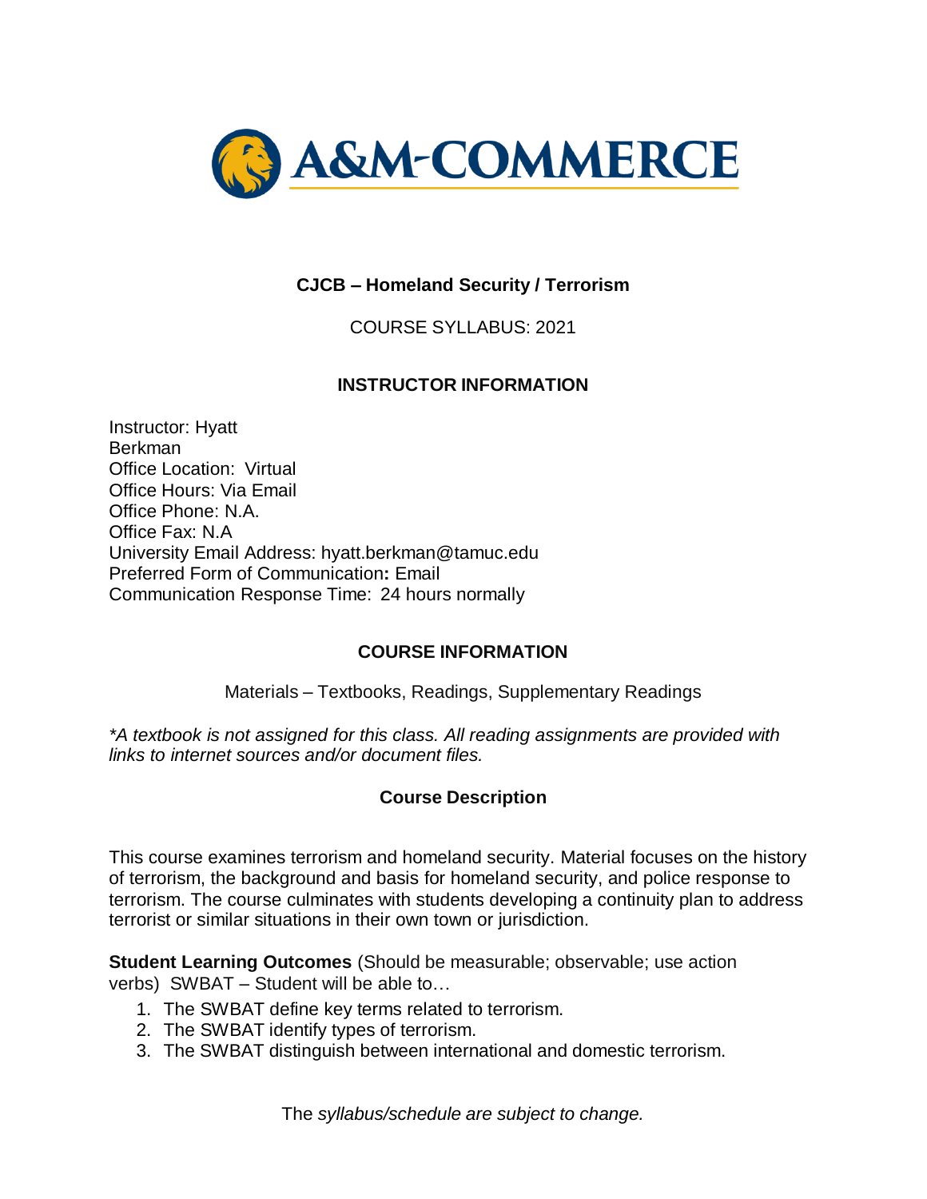A&M-COMMERCE

# CJCB – Homeland Security / Terrorism

COURSE SYLLABUS: 2021

## INSTRUCTOR INFORMATION

Instructor: Hyatt Berkman
Office Location: Virtual
Office Hours: Via Email
Office Phone: N.A.
Office Fax: N.A
University Email Address: hyatt.berkman@tamuc.edu
Preferred Form of Communication**:** Email
Communication Response Time: 24 hours normally

## COURSE INFORMATION

Materials – Textbooks, Readings, Supplementary Readings

*\*A textbook is not assigned for this class. All reading assignments are provided with links to internet sources and/or document files.*

### Course Description

This course examines terrorism and homeland security. Material focuses on the history of terrorism, the background and basis for homeland security, and police response to terrorism. The course culminates with students developing a continuity plan to address terrorist or similar situations in their own town or jurisdiction.

**Student Learning Outcomes** (Should be measurable; observable; use action verbs) SWBAT – Student will be able to…

1. The SWBAT define key terms related to terrorism.
2. The SWBAT identify types of terrorism.
3. The SWBAT distinguish between international and domestic terrorism.

The *syllabus/schedule are subject to change.*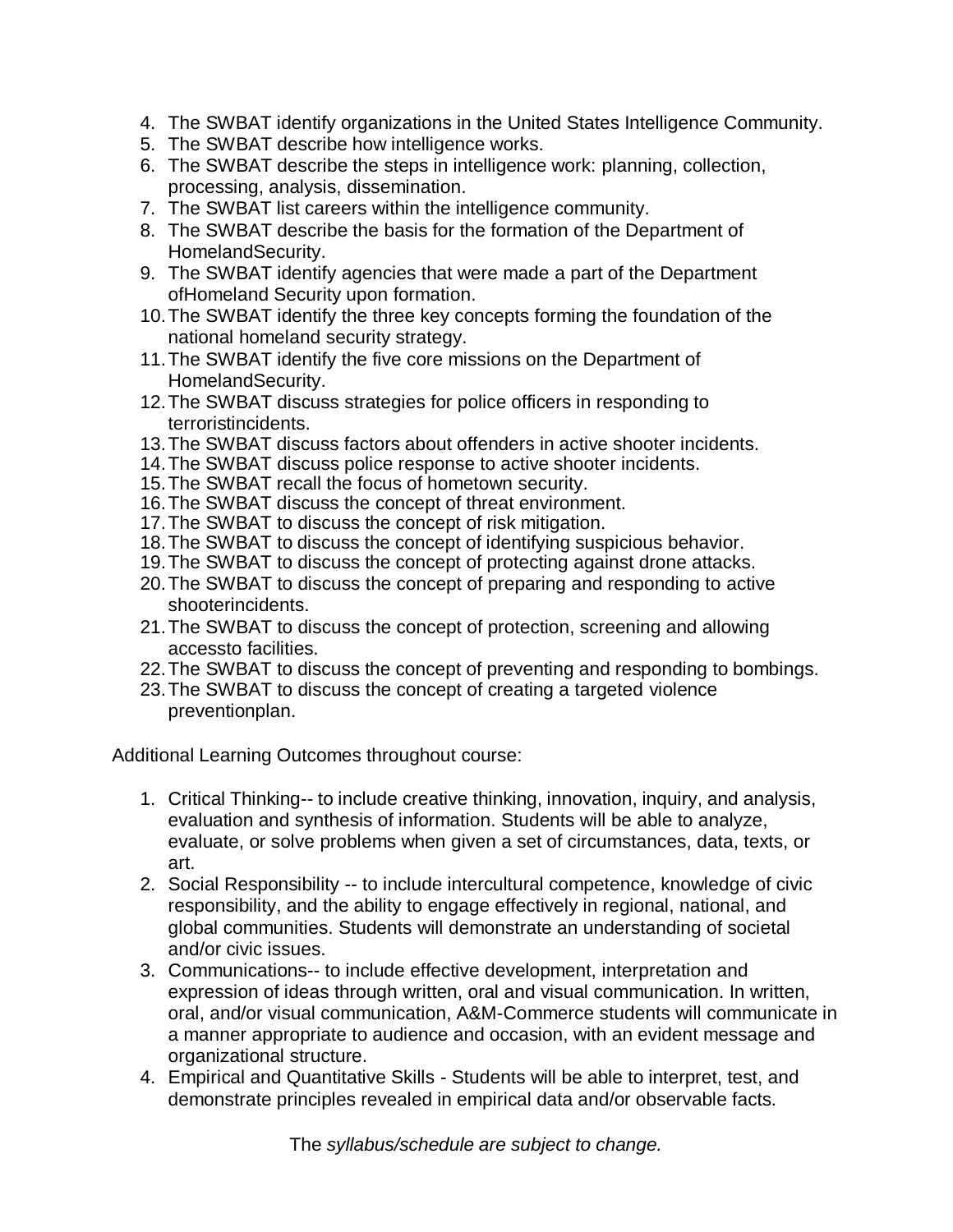4. The SWBAT identify organizations in the United States Intelligence Community.
5. The SWBAT describe how intelligence works.
6. The SWBAT describe the steps in intelligence work: planning, collection, processing, analysis, dissemination.
7. The SWBAT list careers within the intelligence community.
8. The SWBAT describe the basis for the formation of the Department of HomelandSecurity.
9. The SWBAT identify agencies that were made a part of the Department ofHomeland Security upon formation.
10. The SWBAT identify the three key concepts forming the foundation of the national homeland security strategy.
11. The SWBAT identify the five core missions on the Department of HomelandSecurity.
12. The SWBAT discuss strategies for police officers in responding to terroristincidents.
13. The SWBAT discuss factors about offenders in active shooter incidents.
14. The SWBAT discuss police response to active shooter incidents.
15. The SWBAT recall the focus of hometown security.
16. The SWBAT discuss the concept of threat environment.
17. The SWBAT to discuss the concept of risk mitigation.
18. The SWBAT to discuss the concept of identifying suspicious behavior.
19. The SWBAT to discuss the concept of protecting against drone attacks.
20. The SWBAT to discuss the concept of preparing and responding to active shooterincidents.
21. The SWBAT to discuss the concept of protection, screening and allowing accessto facilities.
22. The SWBAT to discuss the concept of preventing and responding to bombings.
23. The SWBAT to discuss the concept of creating a targeted violence preventionplan.

Additional Learning Outcomes throughout course:

1. Critical Thinking-- to include creative thinking, innovation, inquiry, and analysis, evaluation and synthesis of information. Students will be able to analyze, evaluate, or solve problems when given a set of circumstances, data, texts, or art.
2. Social Responsibility -- to include intercultural competence, knowledge of civic responsibility, and the ability to engage effectively in regional, national, and global communities. Students will demonstrate an understanding of societal and/or civic issues.
3. Communications-- to include effective development, interpretation and expression of ideas through written, oral and visual communication. In written, oral, and/or visual communication, A&M-Commerce students will communicate in a manner appropriate to audience and occasion, with an evident message and organizational structure.
4. Empirical and Quantitative Skills - Students will be able to interpret, test, and demonstrate principles revealed in empirical data and/or observable facts.

The *syllabus/schedule are subject to change.*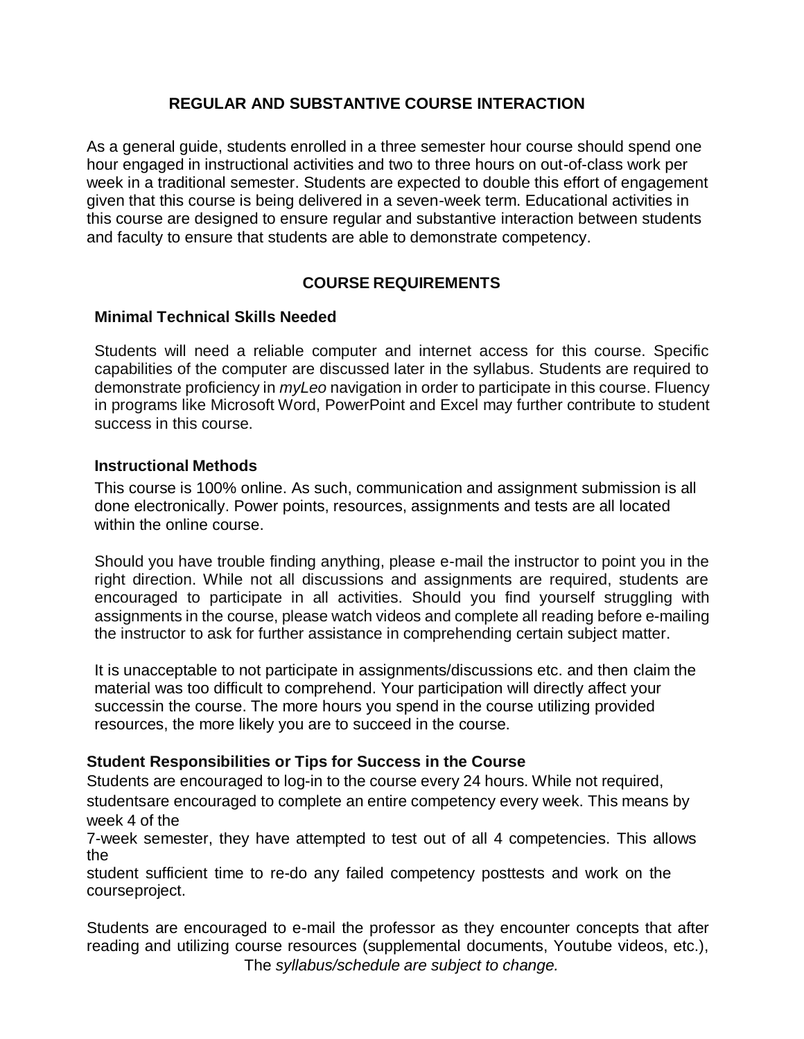## REGULAR AND SUBSTANTIVE COURSE INTERACTION

As a general guide, students enrolled in a three semester hour course should spend one hour engaged in instructional activities and two to three hours on out-of-class work per week in a traditional semester. Students are expected to double this effort of engagement given that this course is being delivered in a seven-week term. Educational activities in this course are designed to ensure regular and substantive interaction between students and faculty to ensure that students are able to demonstrate competency.

## COURSE REQUIREMENTS

### Minimal Technical Skills Needed

Students will need a reliable computer and internet access for this course. Specific capabilities of the computer are discussed later in the syllabus. Students are required to demonstrate proficiency in *myLeo* navigation in order to participate in this course. Fluency in programs like Microsoft Word, PowerPoint and Excel may further contribute to student success in this course.

### Instructional Methods

This course is 100% online. As such, communication and assignment submission is all done electronically. Power points, resources, assignments and tests are all located within the online course.

Should you have trouble finding anything, please e-mail the instructor to point you in the right direction. While not all discussions and assignments are required, students are encouraged to participate in all activities. Should you find yourself struggling with assignments in the course, please watch videos and complete all reading before e-mailing the instructor to ask for further assistance in comprehending certain subject matter.

It is unacceptable to not participate in assignments/discussions etc. and then claim the material was too difficult to comprehend. Your participation will directly affect your successin the course. The more hours you spend in the course utilizing provided resources, the more likely you are to succeed in the course.

### Student Responsibilities or Tips for Success in the Course

Students are encouraged to log-in to the course every 24 hours. While not required, studentsare encouraged to complete an entire competency every week. This means by week 4 of the 7-week semester, they have attempted to test out of all 4 competencies. This allows the student sufficient time to re-do any failed competency posttests and work on the courseproject.

Students are encouraged to e-mail the professor as they encounter concepts that after reading and utilizing course resources (supplemental documents, Youtube videos, etc.),

The *syllabus/schedule are subject to change.*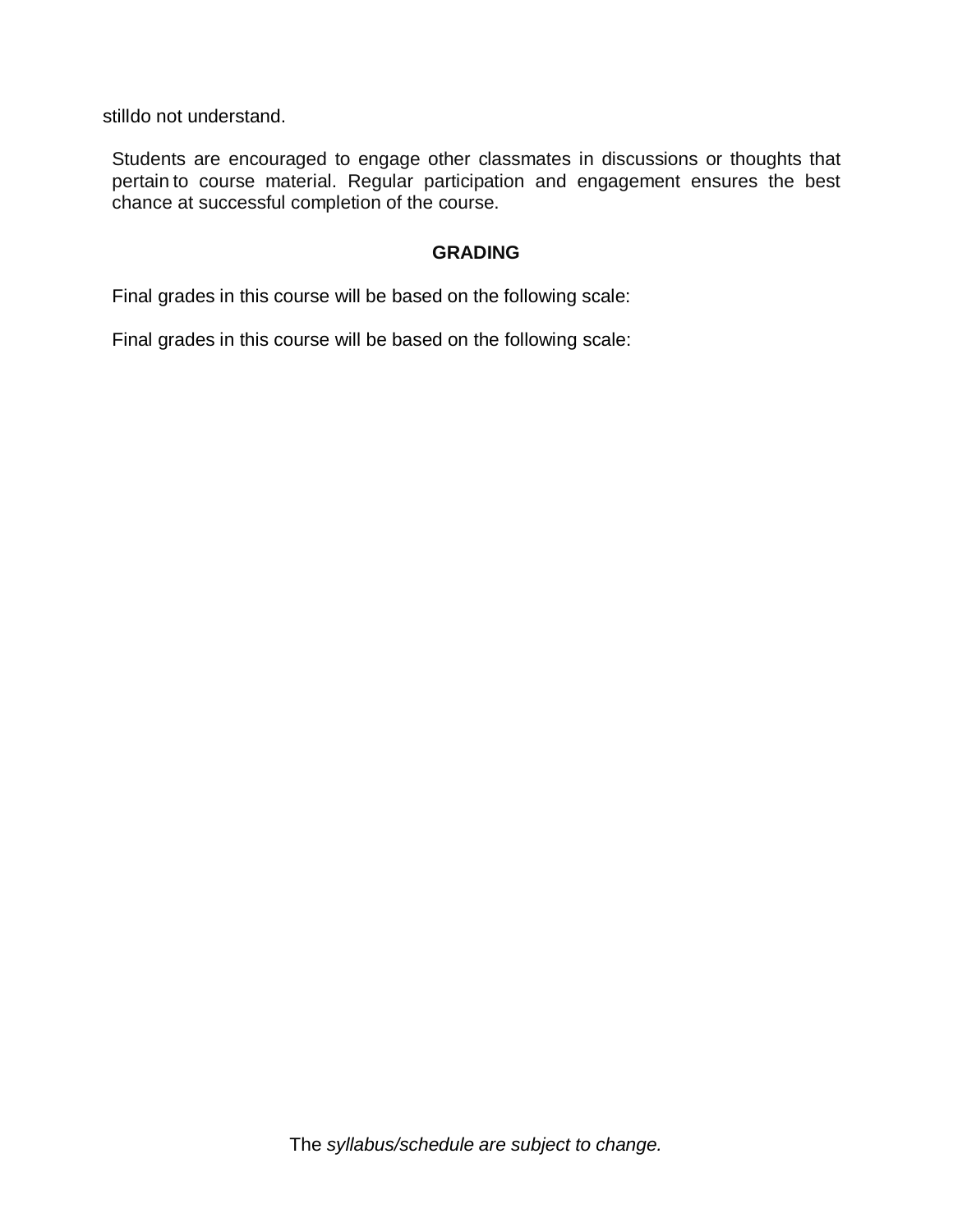stilldo not understand.

Students are encouraged to engage other classmates in discussions or thoughts that pertain to course material. Regular participation and engagement ensures the best chance at successful completion of the course.

## GRADING

Final grades in this course will be based on the following scale:

Final grades in this course will be based on the following scale:

The *syllabus/schedule are subject to change.*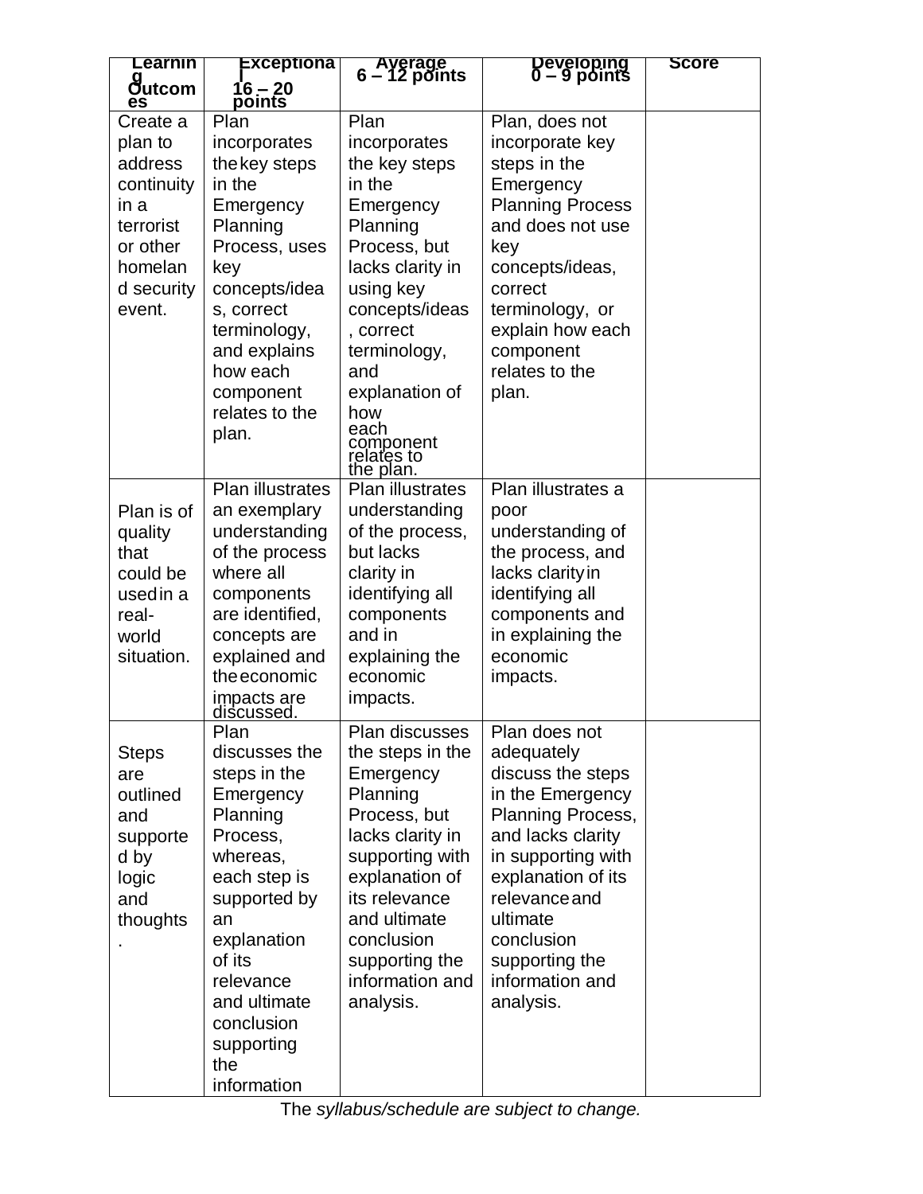| Learning Outcomes | Exceptional 16 – 20 points | Average 6 – 12 points | Developing 0 – 9 points | Score |
|---|---|---|---|---|
| Create a plan to address continuity in a terrorist or other homeland security event. | Plan incorporates the key steps in the Emergency Planning Process, uses key concepts/ideas, correct terminology, and explains how each component relates to the plan. | Plan incorporates the key steps in the Emergency Planning Process, but lacks clarity in using key concepts/ideas, correct terminology, and explanation of how each component relates to the plan. | Plan, does not incorporate key steps in the Emergency Planning Process and does not use key concepts/ideas, correct terminology, or explain how each component relates to the plan. | |
| Plan is of quality that could be used in a real-world situation. | Plan illustrates an exemplary understanding of the process where all components are identified, concepts are explained and the economic impacts are discussed. | Plan illustrates understanding of the process, but lacks clarity in identifying all components and in explaining the economic impacts. | Plan illustrates a poor understanding of the process, and lacks clarity in identifying all components and in explaining the economic impacts. | |
| Steps are outlined and supported by logic and thoughts. | Plan discusses the steps in the Emergency Planning Process, whereas, each step is supported by an explanation of its relevance and ultimate conclusion supporting the information | Plan discusses the steps in the Emergency Planning Process, but lacks clarity in supporting with explanation of its relevance and ultimate conclusion supporting the information and analysis. | Plan does not adequately discuss the steps in the Emergency Planning Process, and lacks clarity in supporting with explanation of its relevance and ultimate conclusion supporting the information and analysis. | |

The *syllabus/schedule are subject to change.*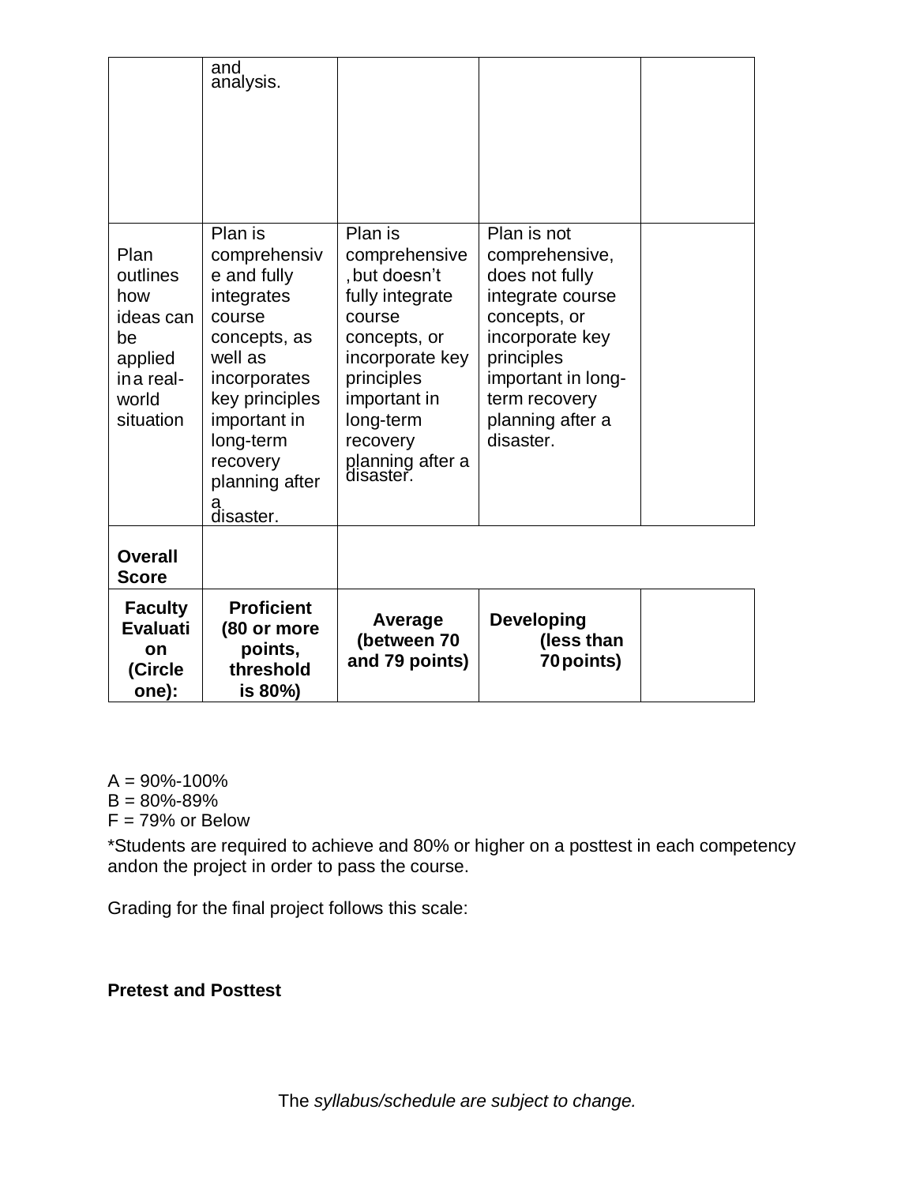| | | | | |
|---|---|---|---|---|
| | and analysis. | | | |
| Plan outlines how ideas can be applied in a real-world situation | Plan is comprehensive and fully integrates course concepts, as well as incorporates key principles important in long-term recovery planning after a disaster. | Plan is comprehensive, but doesn't fully integrate course concepts, or incorporate key principles important in long-term recovery planning after a disaster. | Plan is not comprehensive, does not fully integrate course concepts, or incorporate key principles important in long-term recovery planning after a disaster. | |
| **Overall Score** | | | | |
| **Faculty Evaluation (Circle one):** | **Proficient (80 or more points, threshold is 80%)** | **Average (between 70 and 79 points)** | **Developing (less than 70 points)** | |

A = 90%-100%
B = 80%-89%
F = 79% or Below

*Students are required to achieve and 80% or higher on a posttest in each competency andon the project in order to pass the course.

Grading for the final project follows this scale:

**Pretest and Posttest**

The *syllabus/schedule are subject to change.*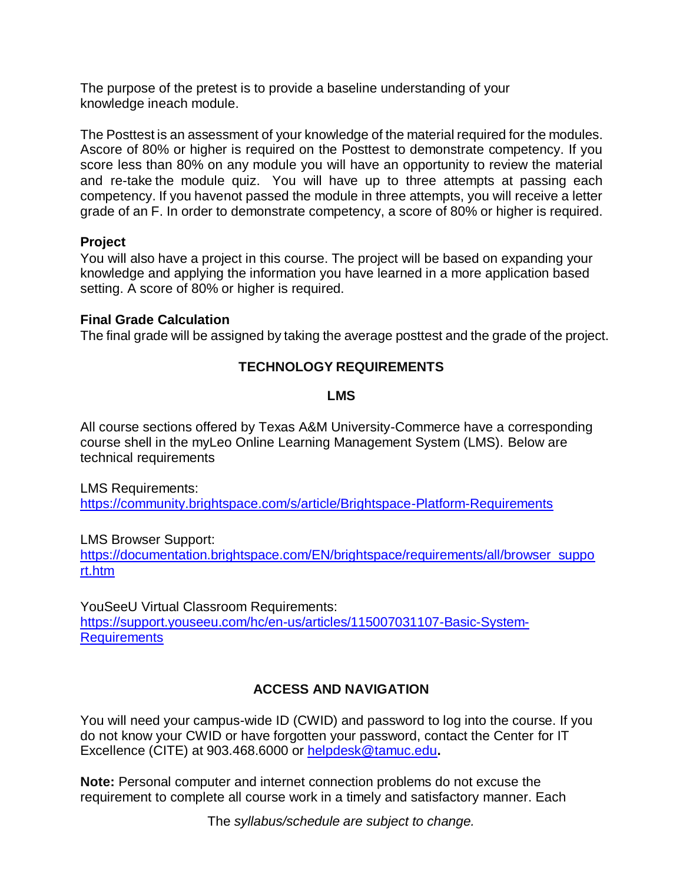The purpose of the pretest is to provide a baseline understanding of your knowledge ineach module.

The Posttest is an assessment of your knowledge of the material required for the modules. Ascore of 80% or higher is required on the Posttest to demonstrate competency. If you score less than 80% on any module you will have an opportunity to review the material and re-take the module quiz. You will have up to three attempts at passing each competency. If you havenot passed the module in three attempts, you will receive a letter grade of an F. In order to demonstrate competency, a score of 80% or higher is required.

**Project**

You will also have a project in this course. The project will be based on expanding your knowledge and applying the information you have learned in a more application based setting. A score of 80% or higher is required.

**Final Grade Calculation**

The final grade will be assigned by taking the average posttest and the grade of the project.

## TECHNOLOGY REQUIREMENTS

### LMS

All course sections offered by Texas A&M University-Commerce have a corresponding course shell in the myLeo Online Learning Management System (LMS). Below are technical requirements

LMS Requirements:
https://community.brightspace.com/s/article/Brightspace-Platform-Requirements

LMS Browser Support:
https://documentation.brightspace.com/EN/brightspace/requirements/all/browser_support.htm

YouSeeU Virtual Classroom Requirements:
https://support.youseeu.com/hc/en-us/articles/115007031107-Basic-System-Requirements

## ACCESS AND NAVIGATION

You will need your campus-wide ID (CWID) and password to log into the course. If you do not know your CWID or have forgotten your password, contact the Center for IT Excellence (CITE) at 903.468.6000 or helpdesk@tamuc.edu**.**

**Note:** Personal computer and internet connection problems do not excuse the requirement to complete all course work in a timely and satisfactory manner. Each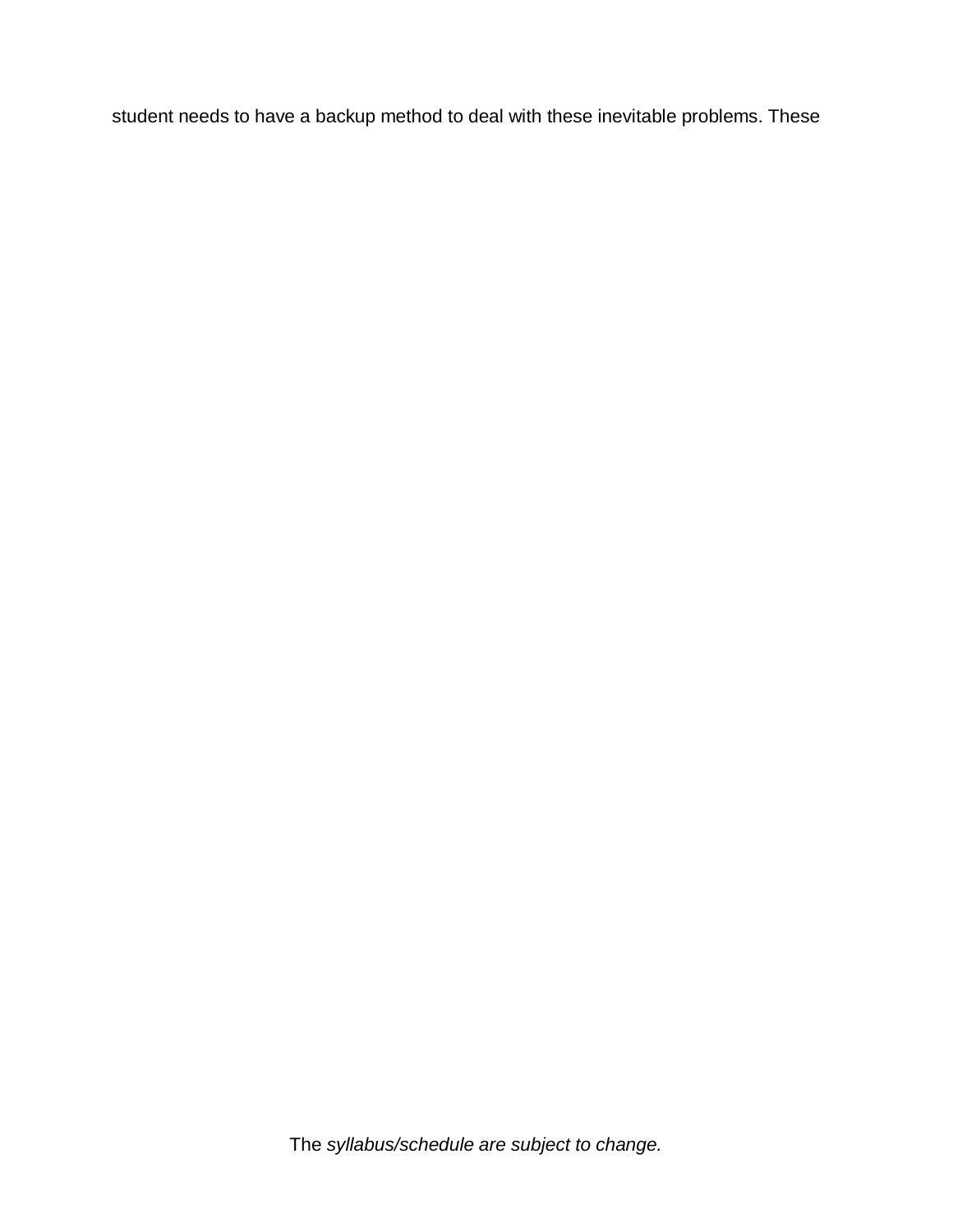student needs to have a backup method to deal with these inevitable problems. These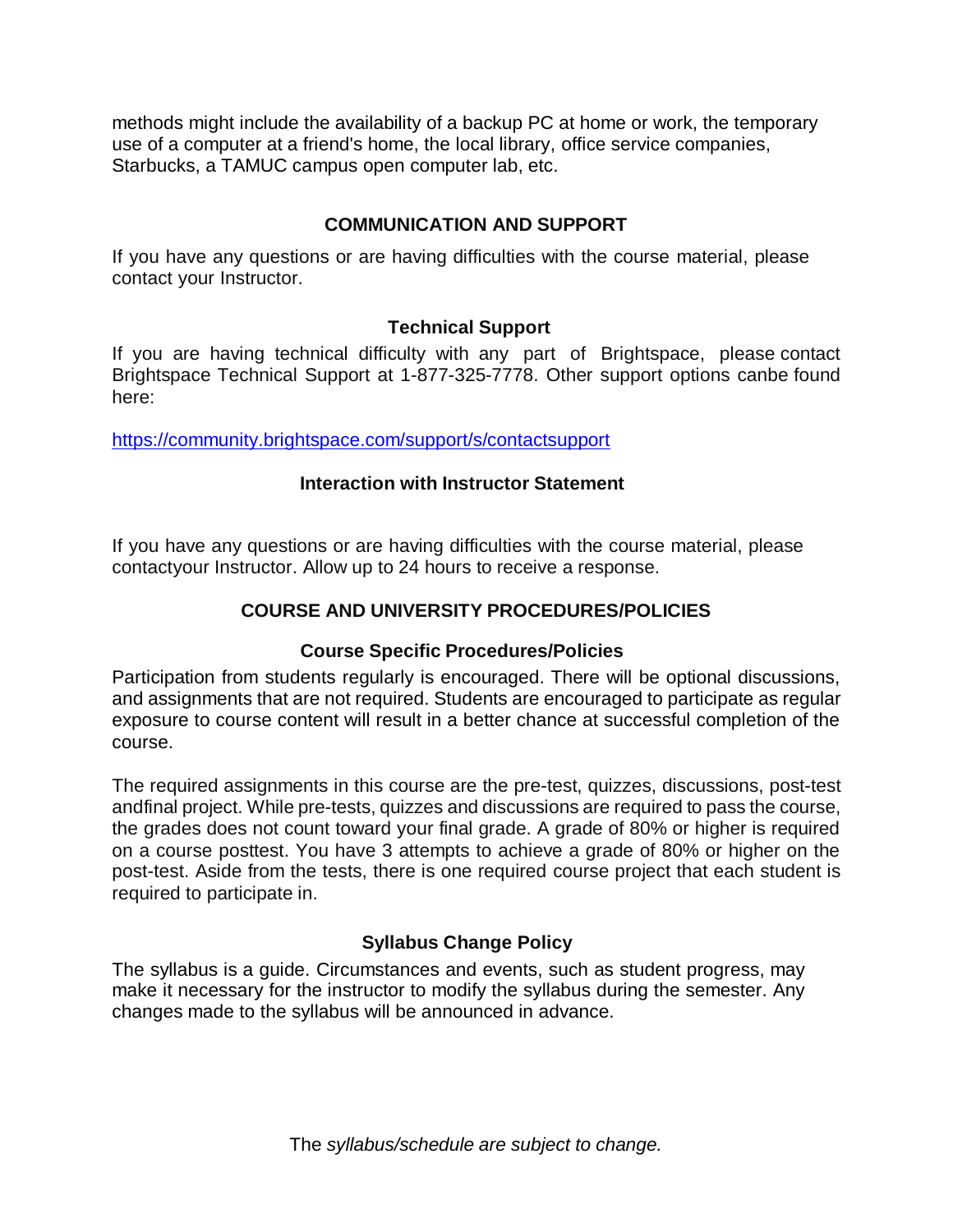methods might include the availability of a backup PC at home or work, the temporary use of a computer at a friend's home, the local library, office service companies, Starbucks, a TAMUC campus open computer lab, etc.

## COMMUNICATION AND SUPPORT

If you have any questions or are having difficulties with the course material, please contact your Instructor.

### Technical Support

If you are having technical difficulty with any part of Brightspace, please contact Brightspace Technical Support at 1-877-325-7778. Other support options canbe found here:

https://community.brightspace.com/support/s/contactsupport

### Interaction with Instructor Statement

If you have any questions or are having difficulties with the course material, please contactyour Instructor. Allow up to 24 hours to receive a response.

## COURSE AND UNIVERSITY PROCEDURES/POLICIES

### Course Specific Procedures/Policies

Participation from students regularly is encouraged. There will be optional discussions, and assignments that are not required. Students are encouraged to participate as regular exposure to course content will result in a better chance at successful completion of the course.

The required assignments in this course are the pre-test, quizzes, discussions, post-test andfinal project. While pre-tests, quizzes and discussions are required to pass the course, the grades does not count toward your final grade. A grade of 80% or higher is required on a course posttest. You have 3 attempts to achieve a grade of 80% or higher on the post-test. Aside from the tests, there is one required course project that each student is required to participate in.

### Syllabus Change Policy

The syllabus is a guide. Circumstances and events, such as student progress, may make it necessary for the instructor to modify the syllabus during the semester. Any changes made to the syllabus will be announced in advance.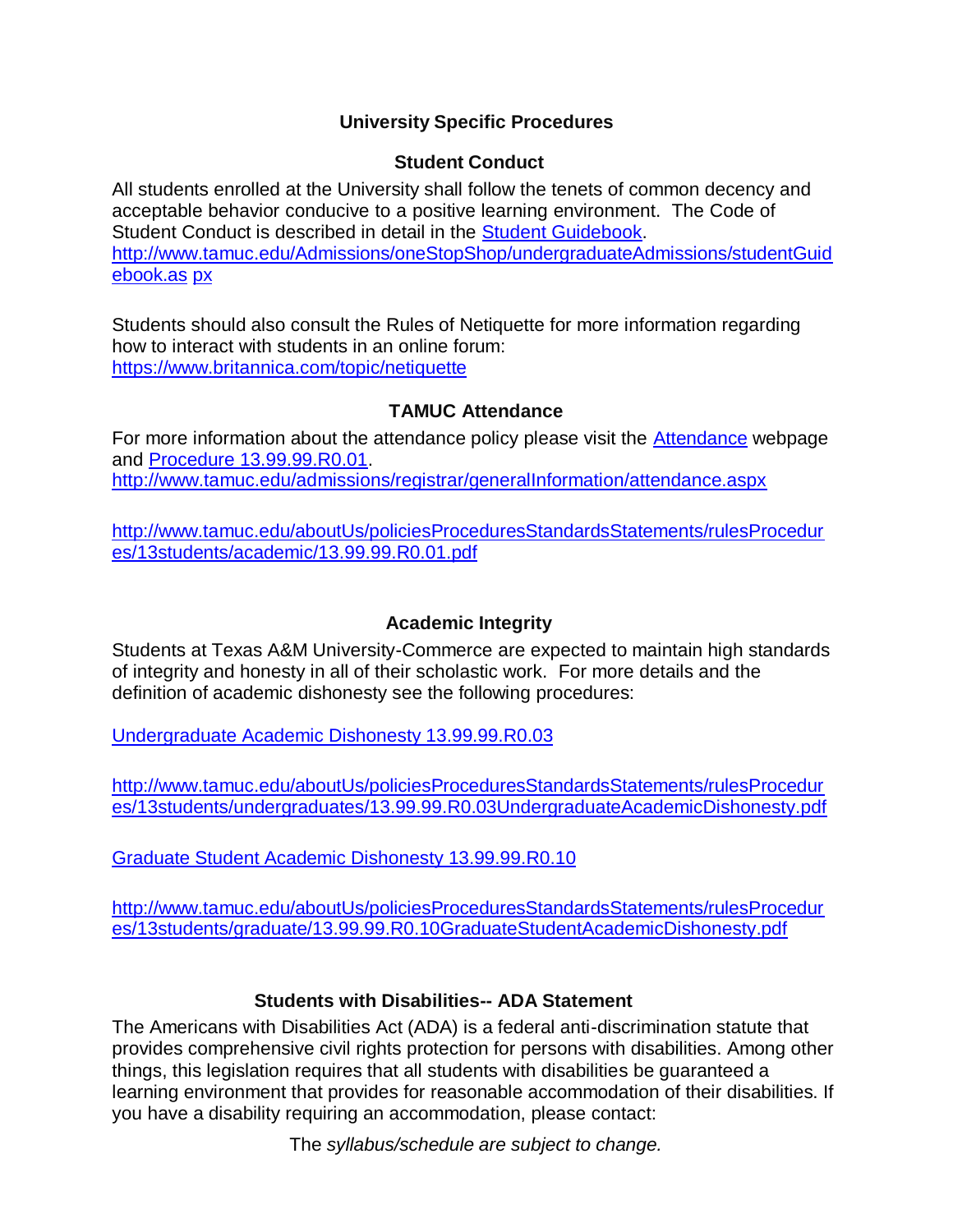## University Specific Procedures

### Student Conduct

All students enrolled at the University shall follow the tenets of common decency and acceptable behavior conducive to a positive learning environment. The Code of Student Conduct is described in detail in the Student Guidebook.
http://www.tamuc.edu/Admissions/oneStopShop/undergraduateAdmissions/studentGuidebook.as px

Students should also consult the Rules of Netiquette for more information regarding how to interact with students in an online forum:
https://www.britannica.com/topic/netiquette

### TAMUC Attendance

For more information about the attendance policy please visit the Attendance webpage and Procedure 13.99.99.R0.01.
http://www.tamuc.edu/admissions/registrar/generalInformation/attendance.aspx

http://www.tamuc.edu/aboutUs/policiesProceduresStandardsStatements/rulesProcedures/13students/academic/13.99.99.R0.01.pdf

### Academic Integrity

Students at Texas A&M University-Commerce are expected to maintain high standards of integrity and honesty in all of their scholastic work. For more details and the definition of academic dishonesty see the following procedures:

Undergraduate Academic Dishonesty 13.99.99.R0.03

http://www.tamuc.edu/aboutUs/policiesProceduresStandardsStatements/rulesProcedures/13students/undergraduates/13.99.99.R0.03UndergraduateAcademicDishonesty.pdf

Graduate Student Academic Dishonesty 13.99.99.R0.10

http://www.tamuc.edu/aboutUs/policiesProceduresStandardsStatements/rulesProcedures/13students/graduate/13.99.99.R0.10GraduateStudentAcademicDishonesty.pdf

### Students with Disabilities-- ADA Statement

The Americans with Disabilities Act (ADA) is a federal anti-discrimination statute that provides comprehensive civil rights protection for persons with disabilities. Among other things, this legislation requires that all students with disabilities be guaranteed a learning environment that provides for reasonable accommodation of their disabilities. If you have a disability requiring an accommodation, please contact:

The *syllabus/schedule are subject to change.*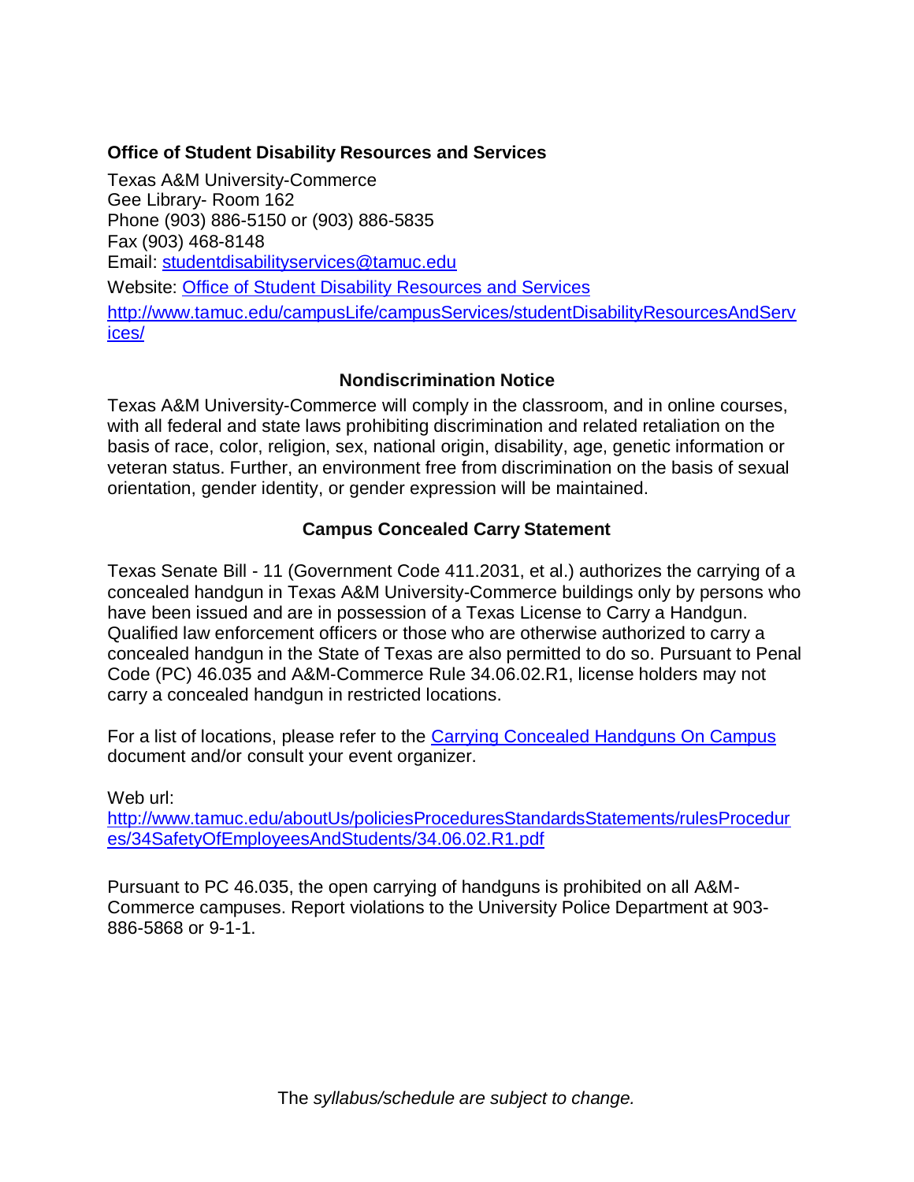**Office of Student Disability Resources and Services**

Texas A&M University-Commerce
Gee Library- Room 162
Phone (903) 886-5150 or (903) 886-5835
Fax (903) 468-8148
Email: [studentdisabilityservices@tamuc.edu](mailto:studentdisabilityservices@tamuc.edu)

Website: [Office of Student Disability Resources and Services](http://www.tamuc.edu/campusLife/campusServices/studentDisabilityResourcesAndServices/)

[http://www.tamuc.edu/campusLife/campusServices/studentDisabilityResourcesAndServices/](http://www.tamuc.edu/campusLife/campusServices/studentDisabilityResourcesAndServices/)

## Nondiscrimination Notice

Texas A&M University-Commerce will comply in the classroom, and in online courses, with all federal and state laws prohibiting discrimination and related retaliation on the basis of race, color, religion, sex, national origin, disability, age, genetic information or veteran status. Further, an environment free from discrimination on the basis of sexual orientation, gender identity, or gender expression will be maintained.

## Campus Concealed Carry Statement

Texas Senate Bill - 11 (Government Code 411.2031, et al.) authorizes the carrying of a concealed handgun in Texas A&M University-Commerce buildings only by persons who have been issued and are in possession of a Texas License to Carry a Handgun. Qualified law enforcement officers or those who are otherwise authorized to carry a concealed handgun in the State of Texas are also permitted to do so. Pursuant to Penal Code (PC) 46.035 and A&M-Commerce Rule 34.06.02.R1, license holders may not carry a concealed handgun in restricted locations.

For a list of locations, please refer to the [Carrying Concealed Handguns On Campus](http://www.tamuc.edu/aboutUs/policiesProceduresStandardsStatements/rulesProcedures/34SafetyOfEmployeesAndStudents/34.06.02.R1.pdf) document and/or consult your event organizer.

Web url:
[http://www.tamuc.edu/aboutUs/policiesProceduresStandardsStatements/rulesProcedures/34SafetyOfEmployeesAndStudents/34.06.02.R1.pdf](http://www.tamuc.edu/aboutUs/policiesProceduresStandardsStatements/rulesProcedures/34SafetyOfEmployeesAndStudents/34.06.02.R1.pdf)

Pursuant to PC 46.035, the open carrying of handguns is prohibited on all A&M-Commerce campuses. Report violations to the University Police Department at 903-886-5868 or 9-1-1.

The *syllabus/schedule are subject to change.*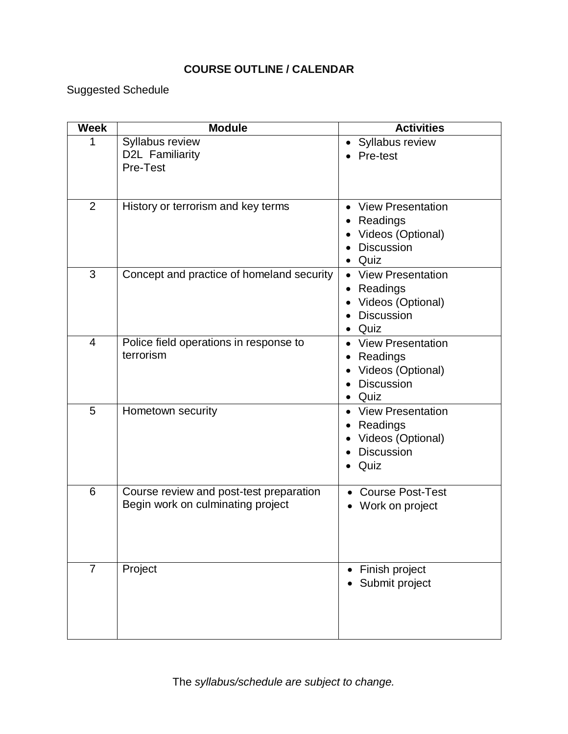**COURSE OUTLINE / CALENDAR**

Suggested Schedule

| Week | Module | Activities |
|---|---|---|
| 1 | Syllabus review<br>D2L Familiarity<br>Pre-Test | • Syllabus review<br>• Pre-test |
| 2 | History or terrorism and key terms | • View Presentation<br>• Readings<br>• Videos (Optional)<br>• Discussion<br>• Quiz |
| 3 | Concept and practice of homeland security | • View Presentation<br>• Readings<br>• Videos (Optional)<br>• Discussion<br>• Quiz |
| 4 | Police field operations in response to terrorism | • View Presentation<br>• Readings<br>• Videos (Optional)<br>• Discussion<br>• Quiz |
| 5 | Hometown security | • View Presentation<br>• Readings<br>• Videos (Optional)<br>• Discussion<br>• Quiz |
| 6 | Course review and post-test preparation<br>Begin work on culminating project | • Course Post-Test<br>• Work on project |
| 7 | Project | • Finish project<br>• Submit project |

The *syllabus/schedule are subject to change.*